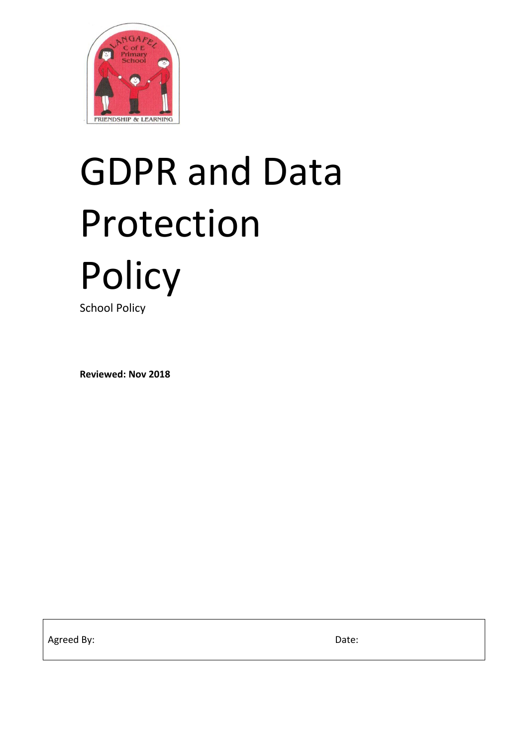# GDPR and Data Protection Policy

School Policy

**Reviewed: Nov 2018**

| Agreed By: | Date: |
| --- | --- |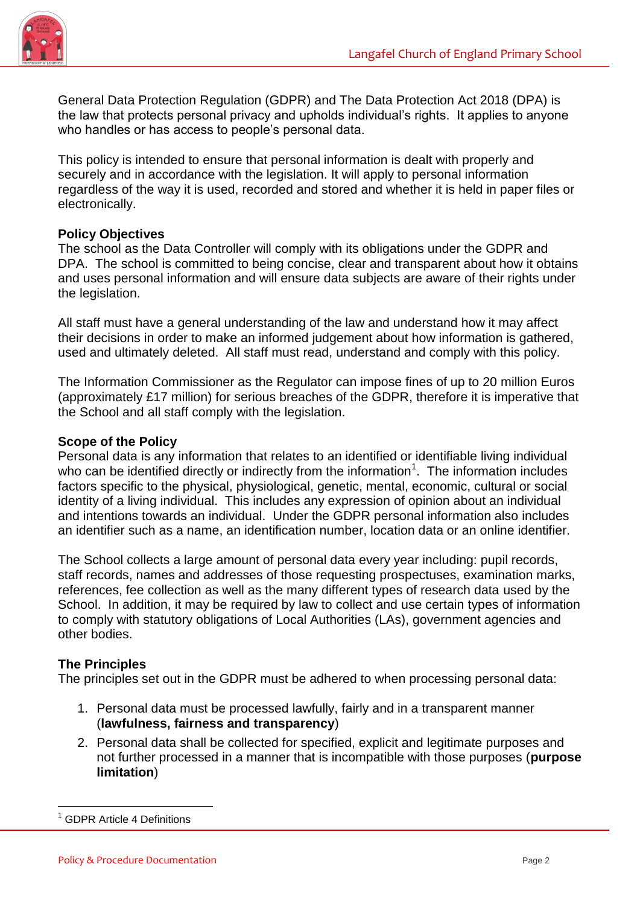General Data Protection Regulation (GDPR) and The Data Protection Act 2018 (DPA) is the law that protects personal privacy and upholds individual's rights. It applies to anyone who handles or has access to people's personal data.

This policy is intended to ensure that personal information is dealt with properly and securely and in accordance with the legislation. It will apply to personal information regardless of the way it is used, recorded and stored and whether it is held in paper files or electronically.

**Policy Objectives**

The school as the Data Controller will comply with its obligations under the GDPR and DPA. The school is committed to being concise, clear and transparent about how it obtains and uses personal information and will ensure data subjects are aware of their rights under the legislation.

All staff must have a general understanding of the law and understand how it may affect their decisions in order to make an informed judgement about how information is gathered, used and ultimately deleted. All staff must read, understand and comply with this policy.

The Information Commissioner as the Regulator can impose fines of up to 20 million Euros (approximately £17 million) for serious breaches of the GDPR, therefore it is imperative that the School and all staff comply with the legislation.

**Scope of the Policy**

Personal data is any information that relates to an identified or identifiable living individual who can be identified directly or indirectly from the information[1]. The information includes factors specific to the physical, physiological, genetic, mental, economic, cultural or social identity of a living individual. This includes any expression of opinion about an individual and intentions towards an individual. Under the GDPR personal information also includes an identifier such as a name, an identification number, location data or an online identifier.

The School collects a large amount of personal data every year including: pupil records, staff records, names and addresses of those requesting prospectuses, examination marks, references, fee collection as well as the many different types of research data used by the School. In addition, it may be required by law to collect and use certain types of information to comply with statutory obligations of Local Authorities (LAs), government agencies and other bodies.

**The Principles**

The principles set out in the GDPR must be adhered to when processing personal data:

1. Personal data must be processed lawfully, fairly and in a transparent manner (**lawfulness, fairness and transparency**)
2. Personal data shall be collected for specified, explicit and legitimate purposes and not further processed in a manner that is incompatible with those purposes (**purpose limitation**)

[1] GDPR Article 4 Definitions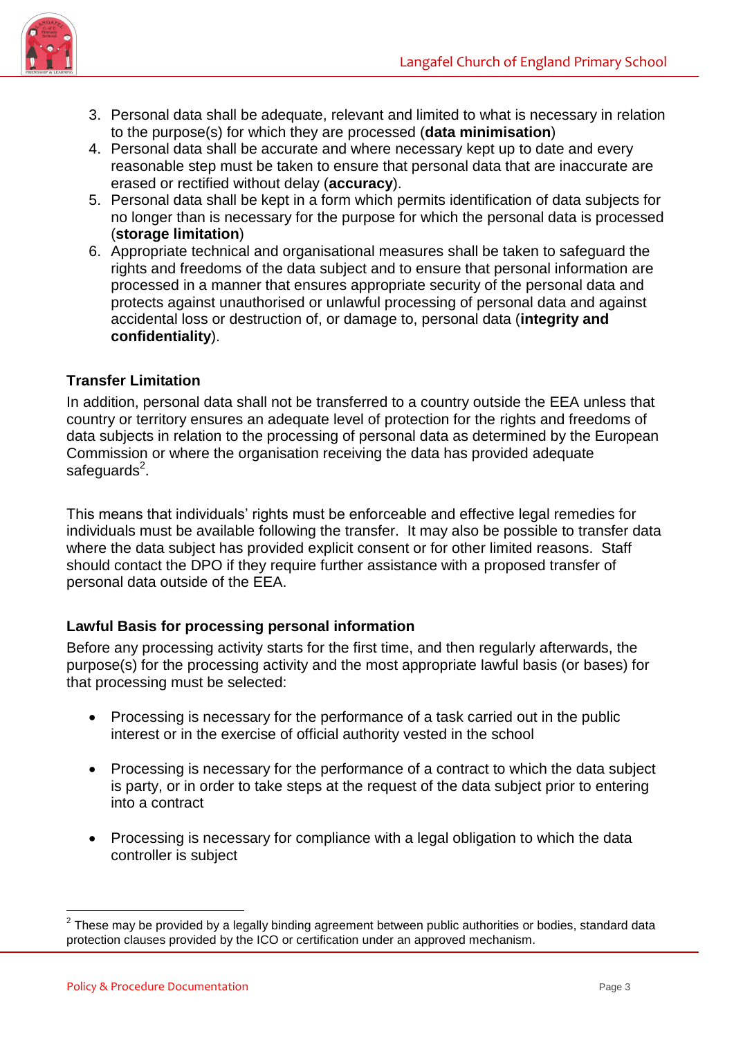3. Personal data shall be adequate, relevant and limited to what is necessary in relation to the purpose(s) for which they are processed (**data minimisation**)
4. Personal data shall be accurate and where necessary kept up to date and every reasonable step must be taken to ensure that personal data that are inaccurate are erased or rectified without delay (**accuracy**).
5. Personal data shall be kept in a form which permits identification of data subjects for no longer than is necessary for the purpose for which the personal data is processed (**storage limitation**)
6. Appropriate technical and organisational measures shall be taken to safeguard the rights and freedoms of the data subject and to ensure that personal information are processed in a manner that ensures appropriate security of the personal data and protects against unauthorised or unlawful processing of personal data and against accidental loss or destruction of, or damage to, personal data (**integrity and confidentiality**).

**Transfer Limitation**

In addition, personal data shall not be transferred to a country outside the EEA unless that country or territory ensures an adequate level of protection for the rights and freedoms of data subjects in relation to the processing of personal data as determined by the European Commission or where the organisation receiving the data has provided adequate safeguards[2].

This means that individuals' rights must be enforceable and effective legal remedies for individuals must be available following the transfer. It may also be possible to transfer data where the data subject has provided explicit consent or for other limited reasons. Staff should contact the DPO if they require further assistance with a proposed transfer of personal data outside of the EEA.

**Lawful Basis for processing personal information**

Before any processing activity starts for the first time, and then regularly afterwards, the purpose(s) for the processing activity and the most appropriate lawful basis (or bases) for that processing must be selected:

- Processing is necessary for the performance of a task carried out in the public interest or in the exercise of official authority vested in the school
- Processing is necessary for the performance of a contract to which the data subject is party, or in order to take steps at the request of the data subject prior to entering into a contract
- Processing is necessary for compliance with a legal obligation to which the data controller is subject

[2] These may be provided by a legally binding agreement between public authorities or bodies, standard data protection clauses provided by the ICO or certification under an approved mechanism.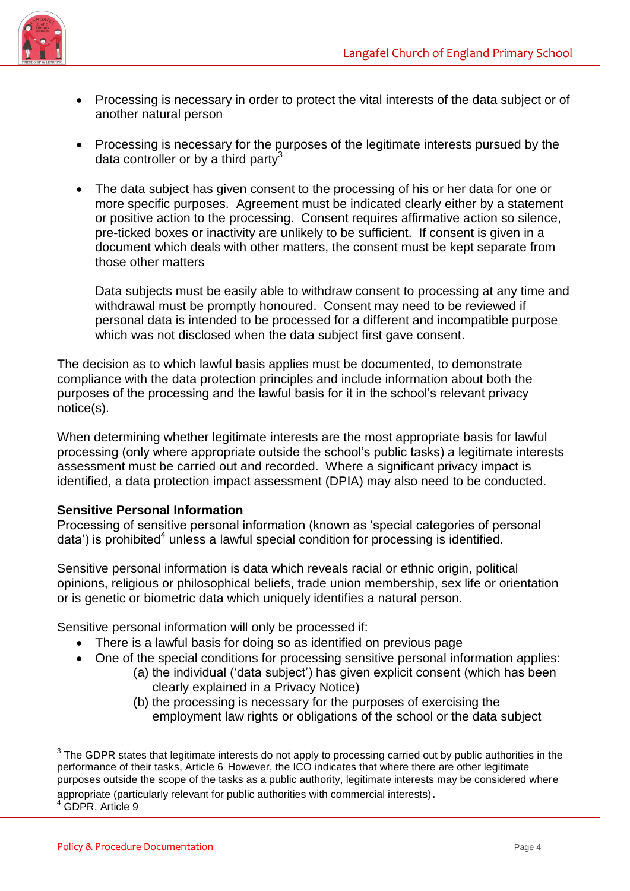- Processing is necessary in order to protect the vital interests of the data subject or of another natural person

- Processing is necessary for the purposes of the legitimate interests pursued by the data controller or by a third party[3]

- The data subject has given consent to the processing of his or her data for one or more specific purposes. Agreement must be indicated clearly either by a statement or positive action to the processing. Consent requires affirmative action so silence, pre-ticked boxes or inactivity are unlikely to be sufficient. If consent is given in a document which deals with other matters, the consent must be kept separate from those other matters

  Data subjects must be easily able to withdraw consent to processing at any time and withdrawal must be promptly honoured. Consent may need to be reviewed if personal data is intended to be processed for a different and incompatible purpose which was not disclosed when the data subject first gave consent.

The decision as to which lawful basis applies must be documented, to demonstrate compliance with the data protection principles and include information about both the purposes of the processing and the lawful basis for it in the school's relevant privacy notice(s).

When determining whether legitimate interests are the most appropriate basis for lawful processing (only where appropriate outside the school's public tasks) a legitimate interests assessment must be carried out and recorded. Where a significant privacy impact is identified, a data protection impact assessment (DPIA) may also need to be conducted.

**Sensitive Personal Information**

Processing of sensitive personal information (known as 'special categories of personal data') is prohibited[4] unless a lawful special condition for processing is identified.

Sensitive personal information is data which reveals racial or ethnic origin, political opinions, religious or philosophical beliefs, trade union membership, sex life or orientation or is genetic or biometric data which uniquely identifies a natural person.

Sensitive personal information will only be processed if:

- There is a lawful basis for doing so as identified on previous page
- One of the special conditions for processing sensitive personal information applies:
  - (a) the individual ('data subject') has given explicit consent (which has been clearly explained in a Privacy Notice)
  - (b) the processing is necessary for the purposes of exercising the employment law rights or obligations of the school or the data subject

---

[3] The GDPR states that legitimate interests do not apply to processing carried out by public authorities in the performance of their tasks, Article 6 However, the ICO indicates that where there are other legitimate purposes outside the scope of the tasks as a public authority, legitimate interests may be considered where appropriate (particularly relevant for public authorities with commercial interests).

[4] GDPR, Article 9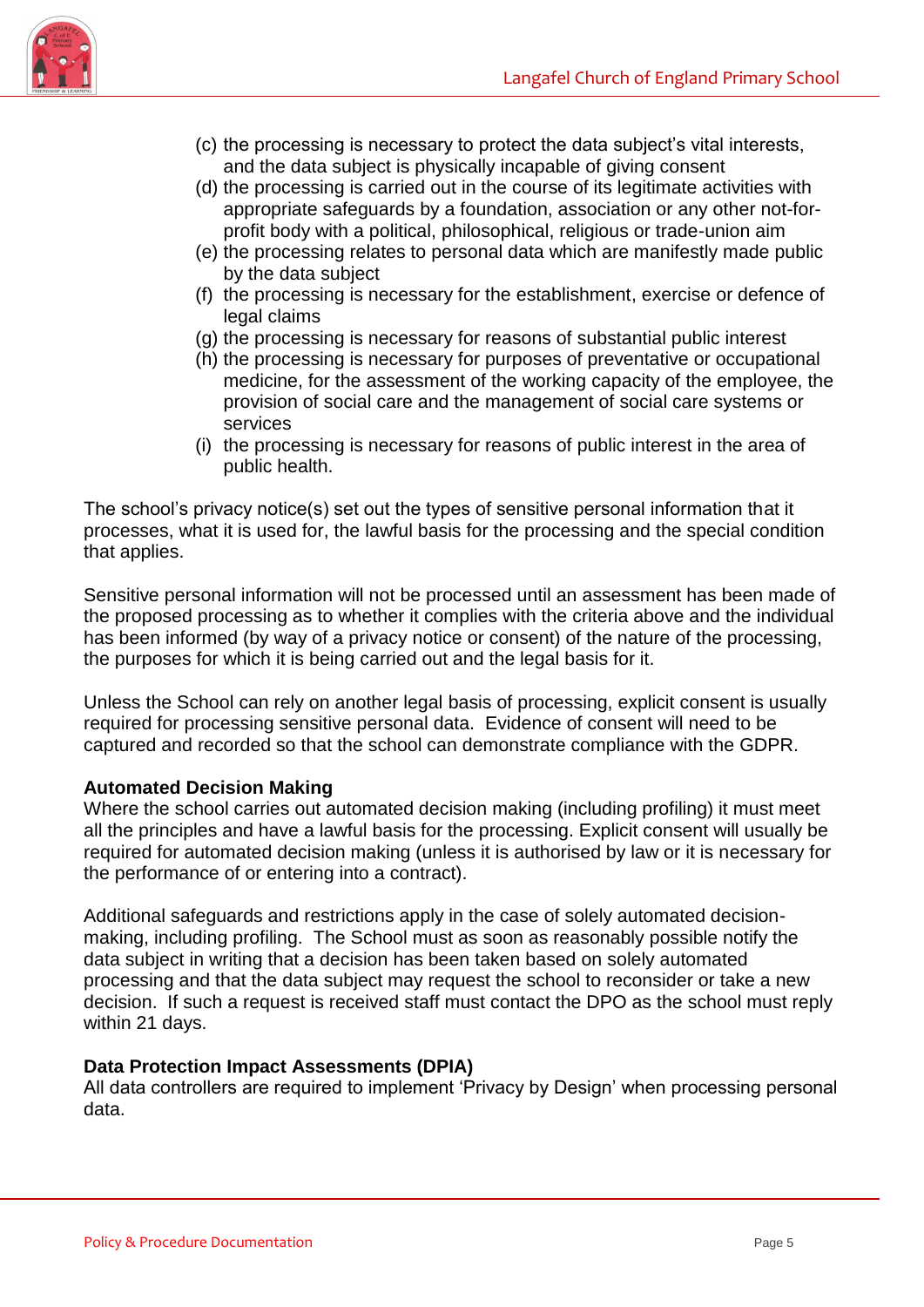(c) the processing is necessary to protect the data subject's vital interests, and the data subject is physically incapable of giving consent
(d) the processing is carried out in the course of its legitimate activities with appropriate safeguards by a foundation, association or any other not-for-profit body with a political, philosophical, religious or trade-union aim
(e) the processing relates to personal data which are manifestly made public by the data subject
(f) the processing is necessary for the establishment, exercise or defence of legal claims
(g) the processing is necessary for reasons of substantial public interest
(h) the processing is necessary for purposes of preventative or occupational medicine, for the assessment of the working capacity of the employee, the provision of social care and the management of social care systems or services
(i) the processing is necessary for reasons of public interest in the area of public health.

The school's privacy notice(s) set out the types of sensitive personal information that it processes, what it is used for, the lawful basis for the processing and the special condition that applies.

Sensitive personal information will not be processed until an assessment has been made of the proposed processing as to whether it complies with the criteria above and the individual has been informed (by way of a privacy notice or consent) of the nature of the processing, the purposes for which it is being carried out and the legal basis for it.

Unless the School can rely on another legal basis of processing, explicit consent is usually required for processing sensitive personal data. Evidence of consent will need to be captured and recorded so that the school can demonstrate compliance with the GDPR.

**Automated Decision Making**

Where the school carries out automated decision making (including profiling) it must meet all the principles and have a lawful basis for the processing. Explicit consent will usually be required for automated decision making (unless it is authorised by law or it is necessary for the performance of or entering into a contract).

Additional safeguards and restrictions apply in the case of solely automated decision-making, including profiling. The School must as soon as reasonably possible notify the data subject in writing that a decision has been taken based on solely automated processing and that the data subject may request the school to reconsider or take a new decision. If such a request is received staff must contact the DPO as the school must reply within 21 days.

**Data Protection Impact Assessments (DPIA)**

All data controllers are required to implement 'Privacy by Design' when processing personal data.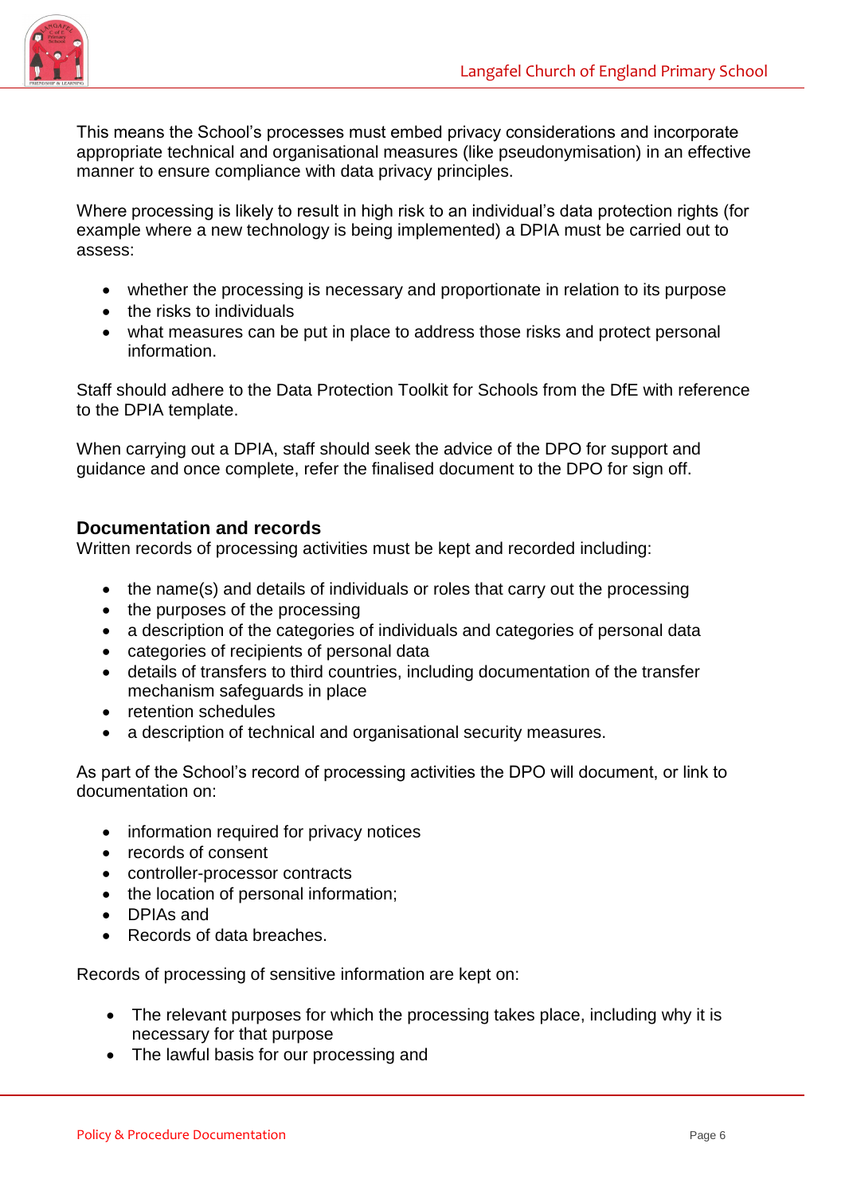This means the School's processes must embed privacy considerations and incorporate appropriate technical and organisational measures (like pseudonymisation) in an effective manner to ensure compliance with data privacy principles.

Where processing is likely to result in high risk to an individual's data protection rights (for example where a new technology is being implemented) a DPIA must be carried out to assess:

- whether the processing is necessary and proportionate in relation to its purpose
- the risks to individuals
- what measures can be put in place to address those risks and protect personal information.

Staff should adhere to the Data Protection Toolkit for Schools from the DfE with reference to the DPIA template.

When carrying out a DPIA, staff should seek the advice of the DPO for support and guidance and once complete, refer the finalised document to the DPO for sign off.

## Documentation and records

Written records of processing activities must be kept and recorded including:

- the name(s) and details of individuals or roles that carry out the processing
- the purposes of the processing
- a description of the categories of individuals and categories of personal data
- categories of recipients of personal data
- details of transfers to third countries, including documentation of the transfer mechanism safeguards in place
- retention schedules
- a description of technical and organisational security measures.

As part of the School's record of processing activities the DPO will document, or link to documentation on:

- information required for privacy notices
- records of consent
- controller-processor contracts
- the location of personal information;
- DPIAs and
- Records of data breaches.

Records of processing of sensitive information are kept on:

- The relevant purposes for which the processing takes place, including why it is necessary for that purpose
- The lawful basis for our processing and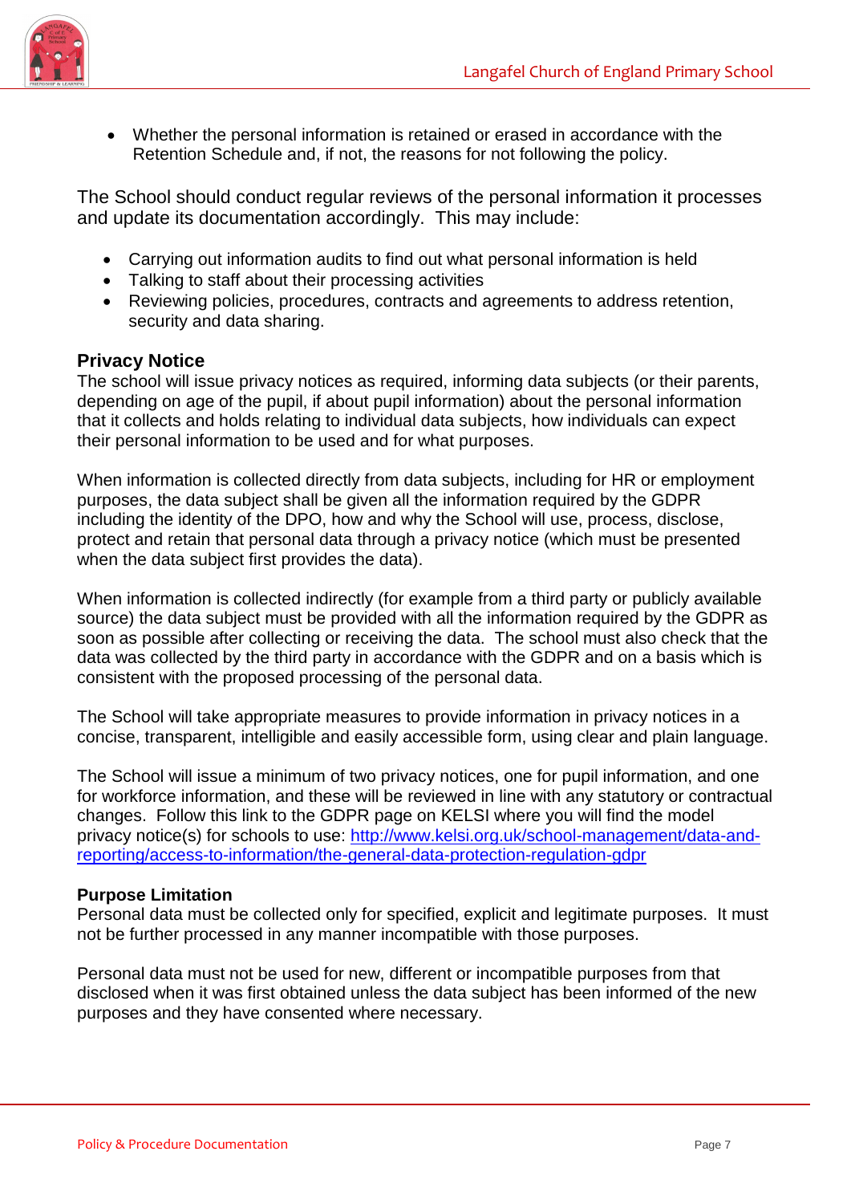- Whether the personal information is retained or erased in accordance with the Retention Schedule and, if not, the reasons for not following the policy.

The School should conduct regular reviews of the personal information it processes and update its documentation accordingly. This may include:

- Carrying out information audits to find out what personal information is held
- Talking to staff about their processing activities
- Reviewing policies, procedures, contracts and agreements to address retention, security and data sharing.

## Privacy Notice

The school will issue privacy notices as required, informing data subjects (or their parents, depending on age of the pupil, if about pupil information) about the personal information that it collects and holds relating to individual data subjects, how individuals can expect their personal information to be used and for what purposes.

When information is collected directly from data subjects, including for HR or employment purposes, the data subject shall be given all the information required by the GDPR including the identity of the DPO, how and why the School will use, process, disclose, protect and retain that personal data through a privacy notice (which must be presented when the data subject first provides the data).

When information is collected indirectly (for example from a third party or publicly available source) the data subject must be provided with all the information required by the GDPR as soon as possible after collecting or receiving the data. The school must also check that the data was collected by the third party in accordance with the GDPR and on a basis which is consistent with the proposed processing of the personal data.

The School will take appropriate measures to provide information in privacy notices in a concise, transparent, intelligible and easily accessible form, using clear and plain language.

The School will issue a minimum of two privacy notices, one for pupil information, and one for workforce information, and these will be reviewed in line with any statutory or contractual changes. Follow this link to the GDPR page on KELSI where you will find the model privacy notice(s) for schools to use: [http://www.kelsi.org.uk/school-management/data-and-reporting/access-to-information/the-general-data-protection-regulation-gdpr](http://www.kelsi.org.uk/school-management/data-and-reporting/access-to-information/the-general-data-protection-regulation-gdpr)

### Purpose Limitation

Personal data must be collected only for specified, explicit and legitimate purposes. It must not be further processed in any manner incompatible with those purposes.

Personal data must not be used for new, different or incompatible purposes from that disclosed when it was first obtained unless the data subject has been informed of the new purposes and they have consented where necessary.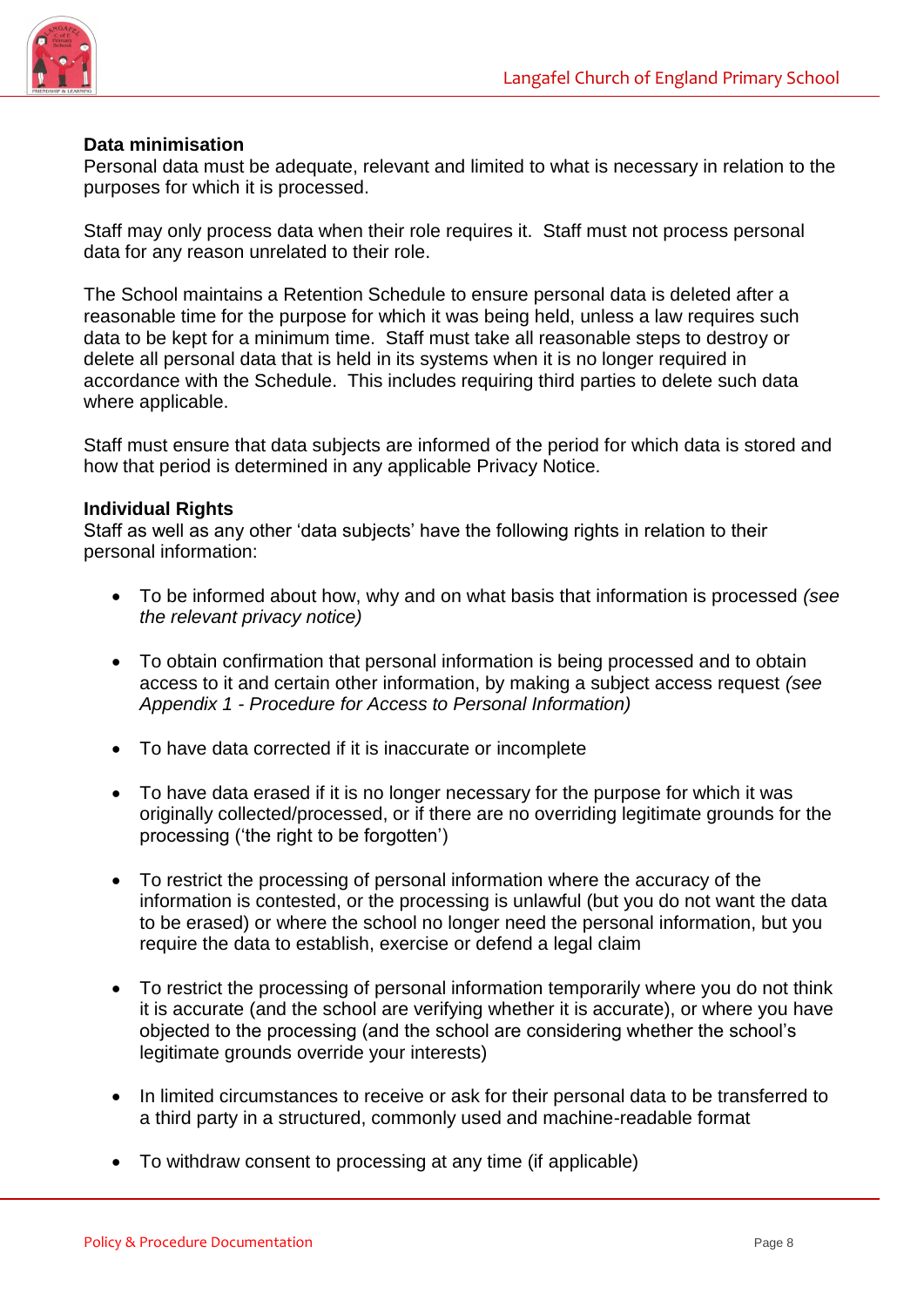**Data minimisation**

Personal data must be adequate, relevant and limited to what is necessary in relation to the purposes for which it is processed.

Staff may only process data when their role requires it. Staff must not process personal data for any reason unrelated to their role.

The School maintains a Retention Schedule to ensure personal data is deleted after a reasonable time for the purpose for which it was being held, unless a law requires such data to be kept for a minimum time. Staff must take all reasonable steps to destroy or delete all personal data that is held in its systems when it is no longer required in accordance with the Schedule. This includes requiring third parties to delete such data where applicable.

Staff must ensure that data subjects are informed of the period for which data is stored and how that period is determined in any applicable Privacy Notice.

**Individual Rights**

Staff as well as any other 'data subjects' have the following rights in relation to their personal information:

- To be informed about how, why and on what basis that information is processed *(see the relevant privacy notice)*
- To obtain confirmation that personal information is being processed and to obtain access to it and certain other information, by making a subject access request *(see Appendix 1 - Procedure for Access to Personal Information)*
- To have data corrected if it is inaccurate or incomplete
- To have data erased if it is no longer necessary for the purpose for which it was originally collected/processed, or if there are no overriding legitimate grounds for the processing ('the right to be forgotten')
- To restrict the processing of personal information where the accuracy of the information is contested, or the processing is unlawful (but you do not want the data to be erased) or where the school no longer need the personal information, but you require the data to establish, exercise or defend a legal claim
- To restrict the processing of personal information temporarily where you do not think it is accurate (and the school are verifying whether it is accurate), or where you have objected to the processing (and the school are considering whether the school's legitimate grounds override your interests)
- In limited circumstances to receive or ask for their personal data to be transferred to a third party in a structured, commonly used and machine-readable format
- To withdraw consent to processing at any time (if applicable)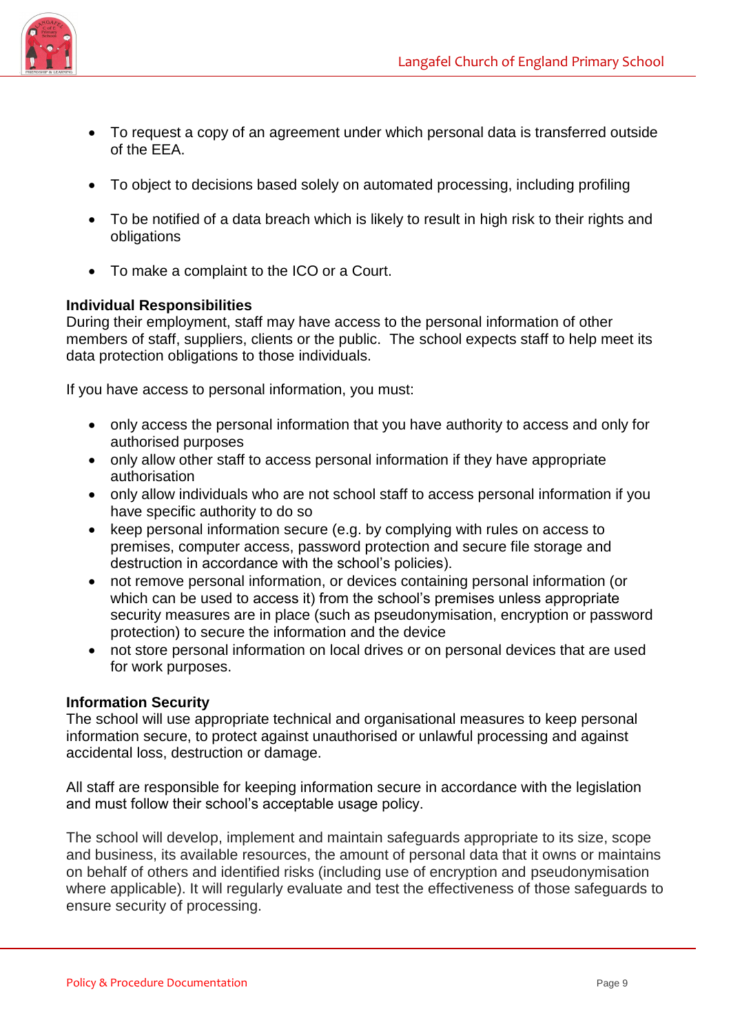- To request a copy of an agreement under which personal data is transferred outside of the EEA.

- To object to decisions based solely on automated processing, including profiling

- To be notified of a data breach which is likely to result in high risk to their rights and obligations

- To make a complaint to the ICO or a Court.

**Individual Responsibilities**
During their employment, staff may have access to the personal information of other members of staff, suppliers, clients or the public. The school expects staff to help meet its data protection obligations to those individuals.

If you have access to personal information, you must:

- only access the personal information that you have authority to access and only for authorised purposes
- only allow other staff to access personal information if they have appropriate authorisation
- only allow individuals who are not school staff to access personal information if you have specific authority to do so
- keep personal information secure (e.g. by complying with rules on access to premises, computer access, password protection and secure file storage and destruction in accordance with the school's policies).
- not remove personal information, or devices containing personal information (or which can be used to access it) from the school's premises unless appropriate security measures are in place (such as pseudonymisation, encryption or password protection) to secure the information and the device
- not store personal information on local drives or on personal devices that are used for work purposes.

**Information Security**
The school will use appropriate technical and organisational measures to keep personal information secure, to protect against unauthorised or unlawful processing and against accidental loss, destruction or damage.

All staff are responsible for keeping information secure in accordance with the legislation and must follow their school's acceptable usage policy.

The school will develop, implement and maintain safeguards appropriate to its size, scope and business, its available resources, the amount of personal data that it owns or maintains on behalf of others and identified risks (including use of encryption and pseudonymisation where applicable). It will regularly evaluate and test the effectiveness of those safeguards to ensure security of processing.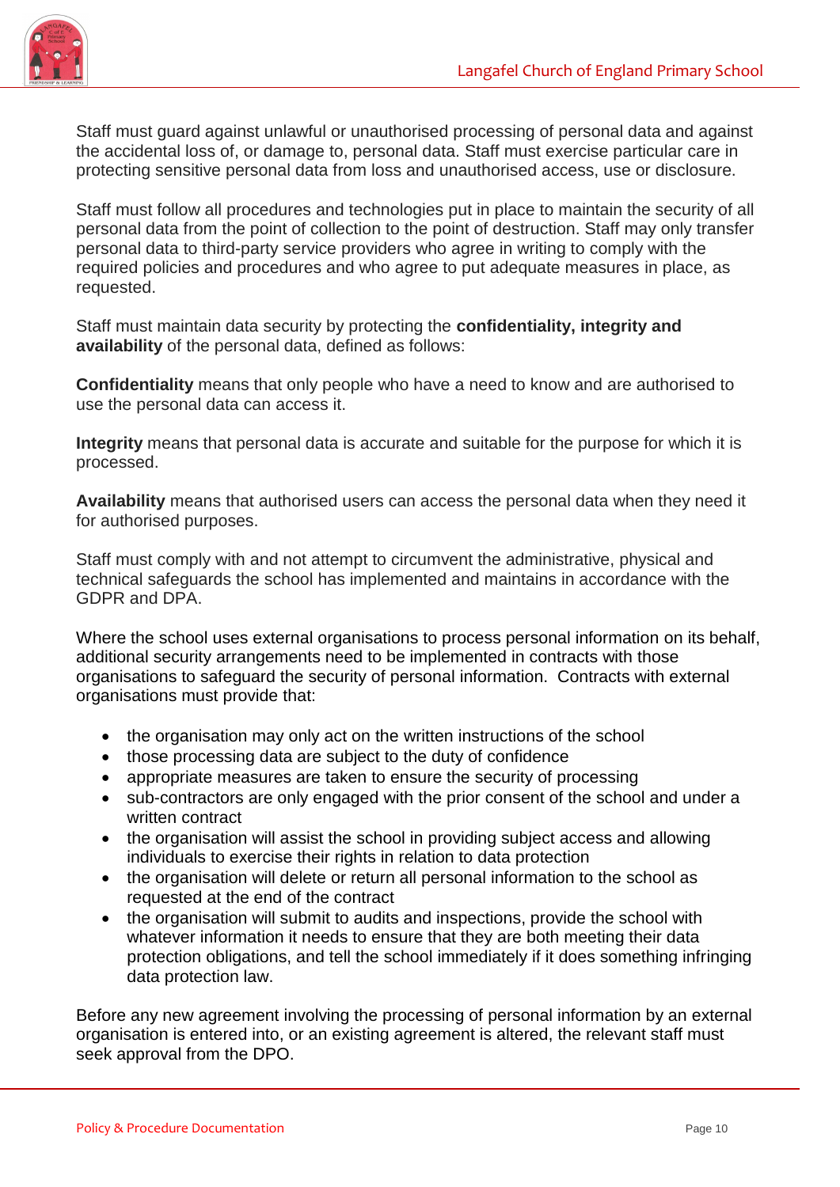Staff must guard against unlawful or unauthorised processing of personal data and against the accidental loss of, or damage to, personal data. Staff must exercise particular care in protecting sensitive personal data from loss and unauthorised access, use or disclosure.

Staff must follow all procedures and technologies put in place to maintain the security of all personal data from the point of collection to the point of destruction. Staff may only transfer personal data to third-party service providers who agree in writing to comply with the required policies and procedures and who agree to put adequate measures in place, as requested.

Staff must maintain data security by protecting the **confidentiality, integrity and availability** of the personal data, defined as follows:

**Confidentiality** means that only people who have a need to know and are authorised to use the personal data can access it.

**Integrity** means that personal data is accurate and suitable for the purpose for which it is processed.

**Availability** means that authorised users can access the personal data when they need it for authorised purposes.

Staff must comply with and not attempt to circumvent the administrative, physical and technical safeguards the school has implemented and maintains in accordance with the GDPR and DPA.

Where the school uses external organisations to process personal information on its behalf, additional security arrangements need to be implemented in contracts with those organisations to safeguard the security of personal information. Contracts with external organisations must provide that:

- the organisation may only act on the written instructions of the school
- those processing data are subject to the duty of confidence
- appropriate measures are taken to ensure the security of processing
- sub-contractors are only engaged with the prior consent of the school and under a written contract
- the organisation will assist the school in providing subject access and allowing individuals to exercise their rights in relation to data protection
- the organisation will delete or return all personal information to the school as requested at the end of the contract
- the organisation will submit to audits and inspections, provide the school with whatever information it needs to ensure that they are both meeting their data protection obligations, and tell the school immediately if it does something infringing data protection law.

Before any new agreement involving the processing of personal information by an external organisation is entered into, or an existing agreement is altered, the relevant staff must seek approval from the DPO.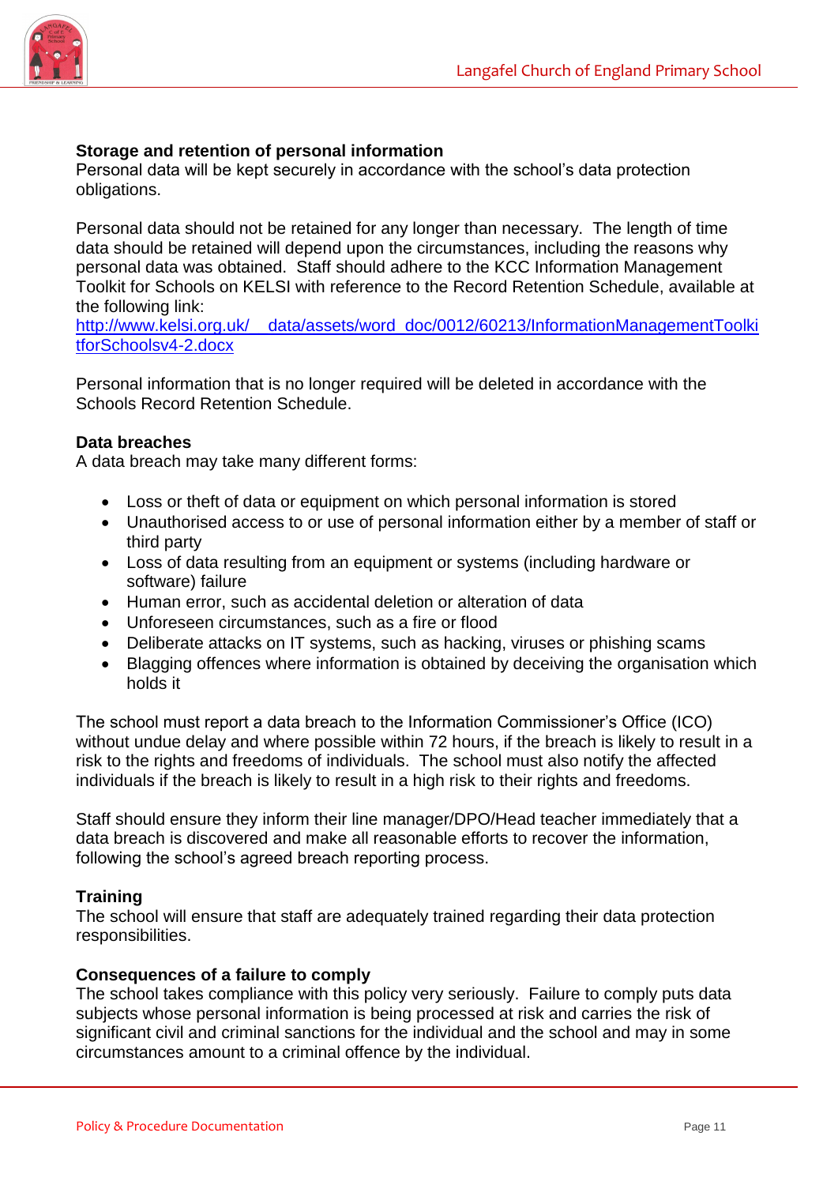**Storage and retention of personal information**

Personal data will be kept securely in accordance with the school's data protection obligations.

Personal data should not be retained for any longer than necessary. The length of time data should be retained will depend upon the circumstances, including the reasons why personal data was obtained. Staff should adhere to the KCC Information Management Toolkit for Schools on KELSI with reference to the Record Retention Schedule, available at the following link:
[http://www.kelsi.org.uk/__data/assets/word_doc/0012/60213/InformationManagementToolkitforSchoolsv4-2.docx](http://www.kelsi.org.uk/__data/assets/word_doc/0012/60213/InformationManagementToolkitforSchoolsv4-2.docx)

Personal information that is no longer required will be deleted in accordance with the Schools Record Retention Schedule.

**Data breaches**

A data breach may take many different forms:

- Loss or theft of data or equipment on which personal information is stored
- Unauthorised access to or use of personal information either by a member of staff or third party
- Loss of data resulting from an equipment or systems (including hardware or software) failure
- Human error, such as accidental deletion or alteration of data
- Unforeseen circumstances, such as a fire or flood
- Deliberate attacks on IT systems, such as hacking, viruses or phishing scams
- Blagging offences where information is obtained by deceiving the organisation which holds it

The school must report a data breach to the Information Commissioner's Office (ICO) without undue delay and where possible within 72 hours, if the breach is likely to result in a risk to the rights and freedoms of individuals. The school must also notify the affected individuals if the breach is likely to result in a high risk to their rights and freedoms.

Staff should ensure they inform their line manager/DPO/Head teacher immediately that a data breach is discovered and make all reasonable efforts to recover the information, following the school's agreed breach reporting process.

**Training**

The school will ensure that staff are adequately trained regarding their data protection responsibilities.

**Consequences of a failure to comply**

The school takes compliance with this policy very seriously. Failure to comply puts data subjects whose personal information is being processed at risk and carries the risk of significant civil and criminal sanctions for the individual and the school and may in some circumstances amount to a criminal offence by the individual.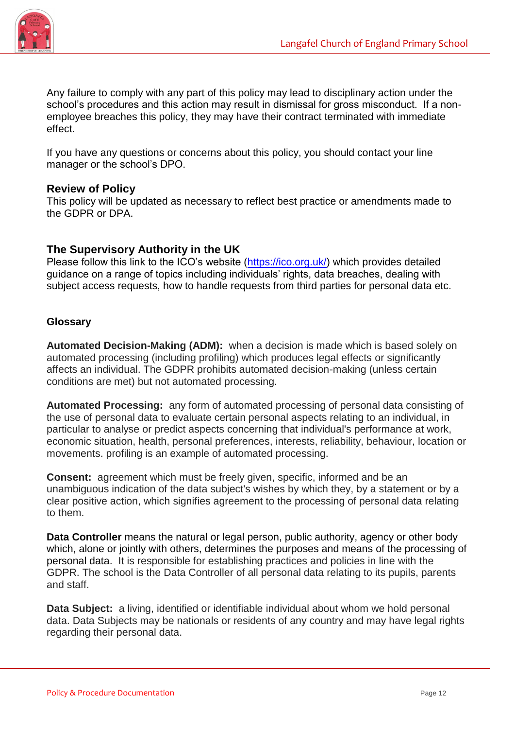Any failure to comply with any part of this policy may lead to disciplinary action under the school's procedures and this action may result in dismissal for gross misconduct. If a non-employee breaches this policy, they may have their contract terminated with immediate effect.

If you have any questions or concerns about this policy, you should contact your line manager or the school's DPO.

## Review of Policy

This policy will be updated as necessary to reflect best practice or amendments made to the GDPR or DPA.

## The Supervisory Authority in the UK

Please follow this link to the ICO's website (https://ico.org.uk/) which provides detailed guidance on a range of topics including individuals' rights, data breaches, dealing with subject access requests, how to handle requests from third parties for personal data etc.

### Glossary

**Automated Decision-Making (ADM):** when a decision is made which is based solely on automated processing (including profiling) which produces legal effects or significantly affects an individual. The GDPR prohibits automated decision-making (unless certain conditions are met) but not automated processing.

**Automated Processing:** any form of automated processing of personal data consisting of the use of personal data to evaluate certain personal aspects relating to an individual, in particular to analyse or predict aspects concerning that individual's performance at work, economic situation, health, personal preferences, interests, reliability, behaviour, location or movements. profiling is an example of automated processing.

**Consent:** agreement which must be freely given, specific, informed and be an unambiguous indication of the data subject's wishes by which they, by a statement or by a clear positive action, which signifies agreement to the processing of personal data relating to them.

**Data Controller** means the natural or legal person, public authority, agency or other body which, alone or jointly with others, determines the purposes and means of the processing of personal data. It is responsible for establishing practices and policies in line with the GDPR. The school is the Data Controller of all personal data relating to its pupils, parents and staff.

**Data Subject:** a living, identified or identifiable individual about whom we hold personal data. Data Subjects may be nationals or residents of any country and may have legal rights regarding their personal data.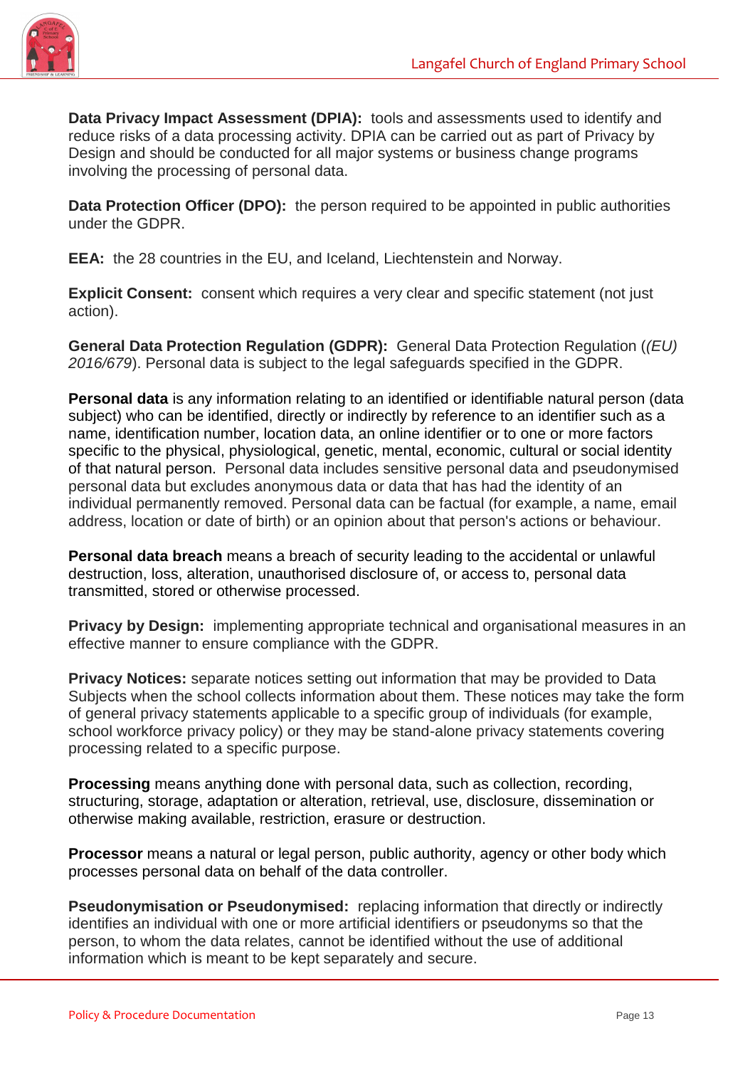**Data Privacy Impact Assessment (DPIA):** tools and assessments used to identify and reduce risks of a data processing activity. DPIA can be carried out as part of Privacy by Design and should be conducted for all major systems or business change programs involving the processing of personal data.

**Data Protection Officer (DPO):** the person required to be appointed in public authorities under the GDPR.

**EEA:** the 28 countries in the EU, and Iceland, Liechtenstein and Norway.

**Explicit Consent:** consent which requires a very clear and specific statement (not just action).

**General Data Protection Regulation (GDPR):** General Data Protection Regulation (*(EU) 2016/679*). Personal data is subject to the legal safeguards specified in the GDPR.

**Personal data** is any information relating to an identified or identifiable natural person (data subject) who can be identified, directly or indirectly by reference to an identifier such as a name, identification number, location data, an online identifier or to one or more factors specific to the physical, physiological, genetic, mental, economic, cultural or social identity of that natural person. Personal data includes sensitive personal data and pseudonymised personal data but excludes anonymous data or data that has had the identity of an individual permanently removed. Personal data can be factual (for example, a name, email address, location or date of birth) or an opinion about that person's actions or behaviour.

**Personal data breach** means a breach of security leading to the accidental or unlawful destruction, loss, alteration, unauthorised disclosure of, or access to, personal data transmitted, stored or otherwise processed.

**Privacy by Design:** implementing appropriate technical and organisational measures in an effective manner to ensure compliance with the GDPR.

**Privacy Notices:** separate notices setting out information that may be provided to Data Subjects when the school collects information about them. These notices may take the form of general privacy statements applicable to a specific group of individuals (for example, school workforce privacy policy) or they may be stand-alone privacy statements covering processing related to a specific purpose.

**Processing** means anything done with personal data, such as collection, recording, structuring, storage, adaptation or alteration, retrieval, use, disclosure, dissemination or otherwise making available, restriction, erasure or destruction.

**Processor** means a natural or legal person, public authority, agency or other body which processes personal data on behalf of the data controller.

**Pseudonymisation or Pseudonymised:** replacing information that directly or indirectly identifies an individual with one or more artificial identifiers or pseudonyms so that the person, to whom the data relates, cannot be identified without the use of additional information which is meant to be kept separately and secure.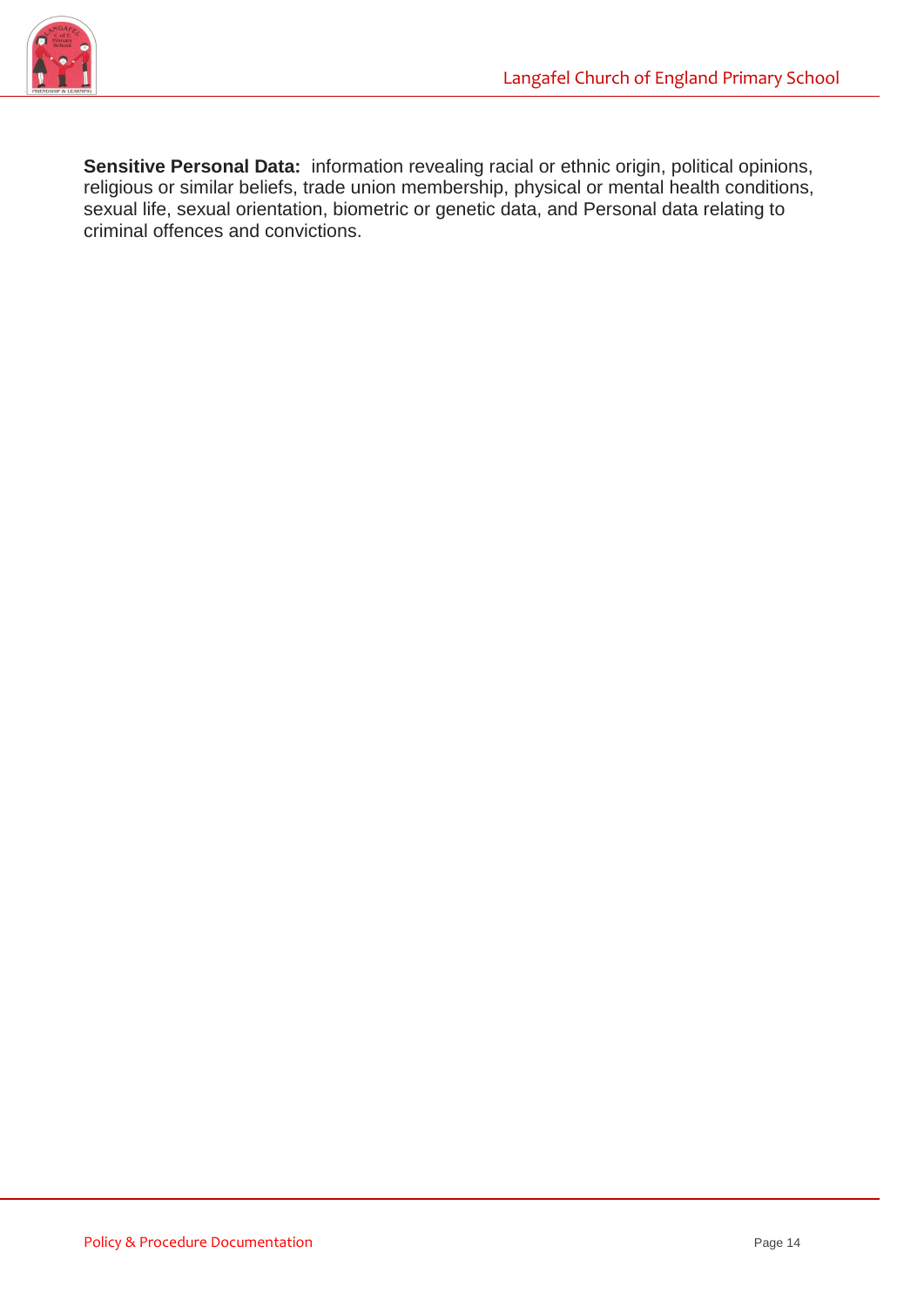**Sensitive Personal Data:** information revealing racial or ethnic origin, political opinions, religious or similar beliefs, trade union membership, physical or mental health conditions, sexual life, sexual orientation, biometric or genetic data, and Personal data relating to criminal offences and convictions.